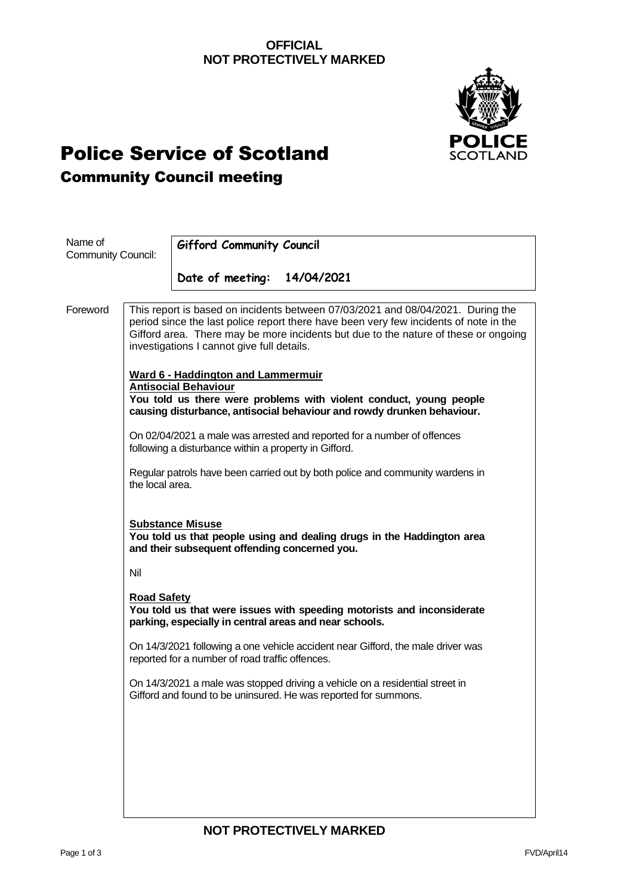**OFFICIAL**
**NOT PROTECTIVELY MARKED**

# Police Service of Scotland

## Community Council meeting

| Name of Community Council: | **Gifford Community Council** |
| --- | --- |
| | **Date of meeting: 14/04/2021** |

**Foreword**

This report is based on incidents between 07/03/2021 and 08/04/2021. During the period since the last police report there have been very few incidents of note in the Gifford area. There may be more incidents but due to the nature of these or ongoing investigations I cannot give full details.

### Ward 6 - Haddington and Lammermuir

**Antisocial Behaviour**

**You told us there were problems with violent conduct, young people causing disturbance, antisocial behaviour and rowdy drunken behaviour.**

On 02/04/2021 a male was arrested and reported for a number of offences following a disturbance within a property in Gifford.

Regular patrols have been carried out by both police and community wardens in the local area.

**Substance Misuse**

**You told us that people using and dealing drugs in the Haddington area and their subsequent offending concerned you.**

Nil

**Road Safety**

**You told us that were issues with speeding motorists and inconsiderate parking, especially in central areas and near schools.**

On 14/3/2021 following a one vehicle accident near Gifford, the male driver was reported for a number of road traffic offences.

On 14/3/2021 a male was stopped driving a vehicle on a residential street in Gifford and found to be uninsured. He was reported for summons.

**NOT PROTECTIVELY MARKED**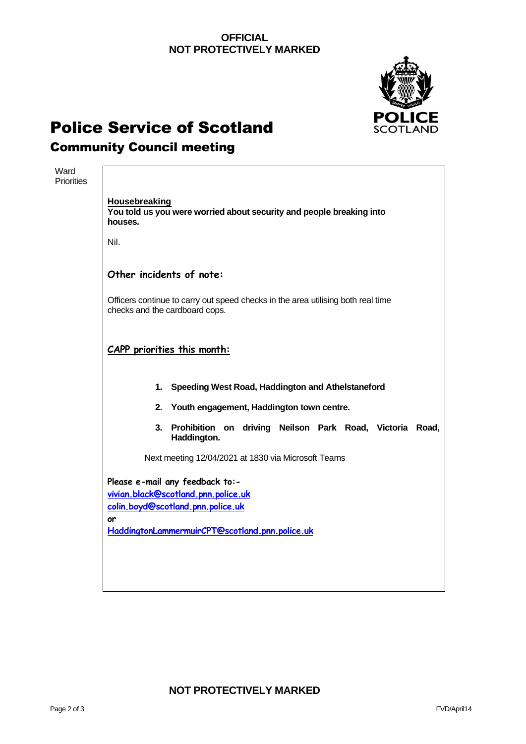**OFFICIAL**
**NOT PROTECTIVELY MARKED**

# Police Service of Scotland

## Community Council meeting

Ward Priorities

**Housebreaking**
**You told us you were worried about security and people breaking into houses.**

Nil.

**Other incidents of note:**

Officers continue to carry out speed checks in the area utilising both real time checks and the cardboard cops.

**CAPP priorities this month:**

1. **Speeding West Road, Haddington and Athelstaneford**
2. **Youth engagement, Haddington town centre.**
3. **Prohibition on driving Neilson Park Road, Victoria Road, Haddington.**

Next meeting 12/04/2021 at 1830 via Microsoft Teams

**Please e-mail any feedback to:-**
vivian.black@scotland.pnn.police.uk
colin.boyd@scotland.pnn.police.uk
**or**
HaddingtonLammermuirCPT@scotland.pnn.police.uk

**NOT PROTECTIVELY MARKED**

FVD/April14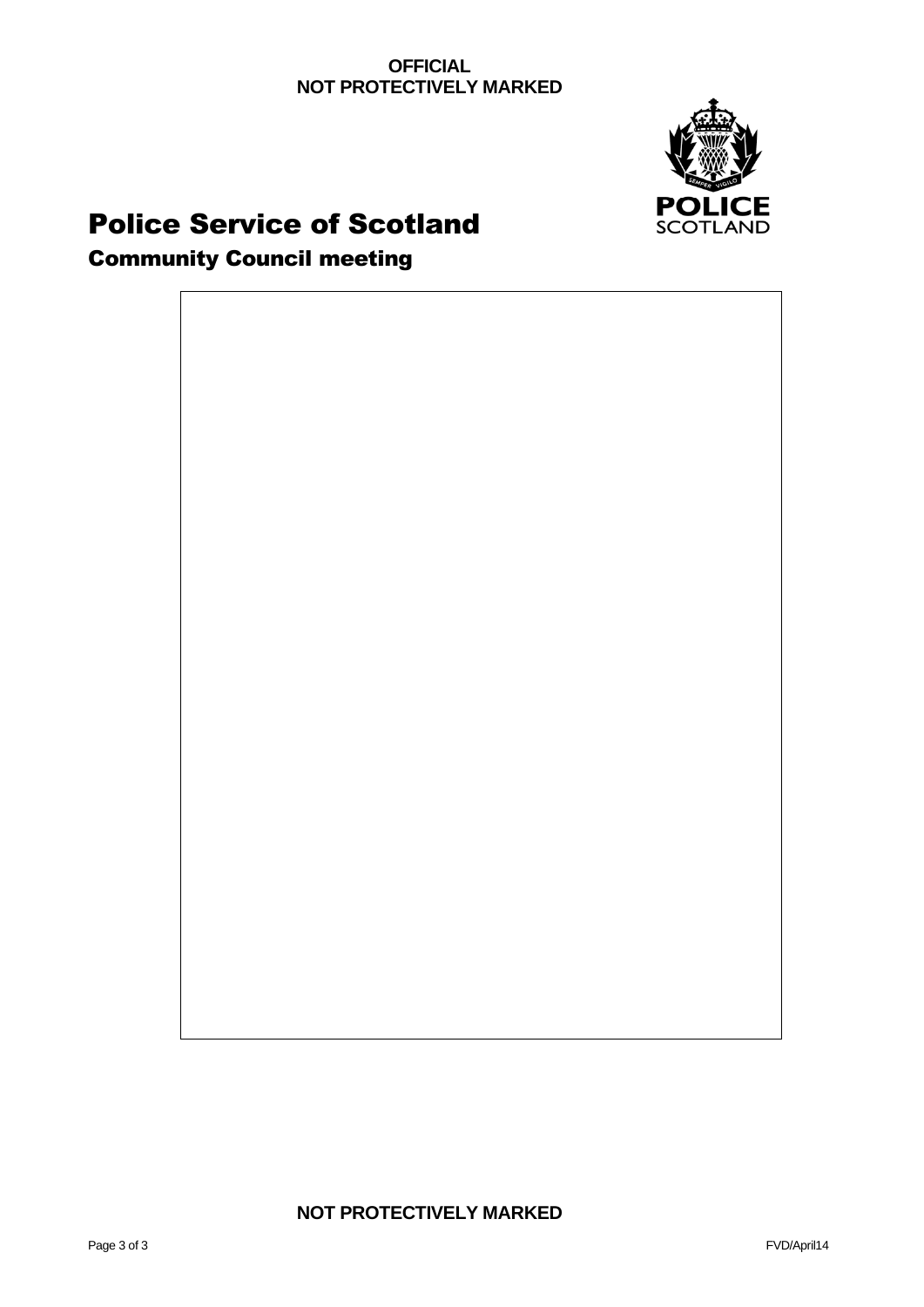# Police Service of Scotland

## Community Council meeting